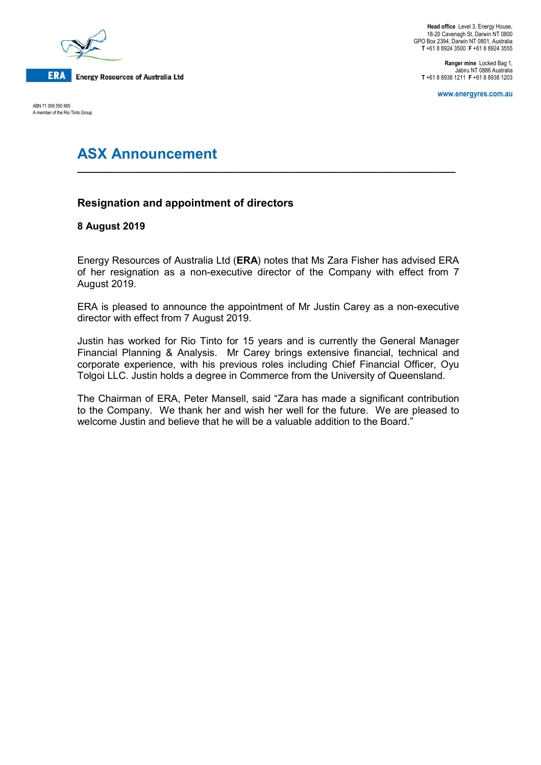ERA Energy Resources of Australia Ltd

ABN 71 008 550 865
A member of the Rio Tinto Group

**Head office** Level 3, Energy House,
18-20 Cavenagh St, Darwin NT 0800
GPO Box 2394, Darwin NT 0801, Australia
**T** +61 8 8924 3500 **F** +61 8 8924 3555

**Ranger mine** Locked Bag 1,
Jabiru NT 0886 Australia
**T** +61 8 8938 1211 **F** +61 8 8938 1203

www.energyres.com.au

# ASX Announcement

## Resignation and appointment of directors

**8 August 2019**

Energy Resources of Australia Ltd (**ERA**) notes that Ms Zara Fisher has advised ERA of her resignation as a non-executive director of the Company with effect from 7 August 2019.

ERA is pleased to announce the appointment of Mr Justin Carey as a non-executive director with effect from 7 August 2019.

Justin has worked for Rio Tinto for 15 years and is currently the General Manager Financial Planning & Analysis. Mr Carey brings extensive financial, technical and corporate experience, with his previous roles including Chief Financial Officer, Oyu Tolgoi LLC. Justin holds a degree in Commerce from the University of Queensland.

The Chairman of ERA, Peter Mansell, said "Zara has made a significant contribution to the Company. We thank her and wish her well for the future. We are pleased to welcome Justin and believe that he will be a valuable addition to the Board."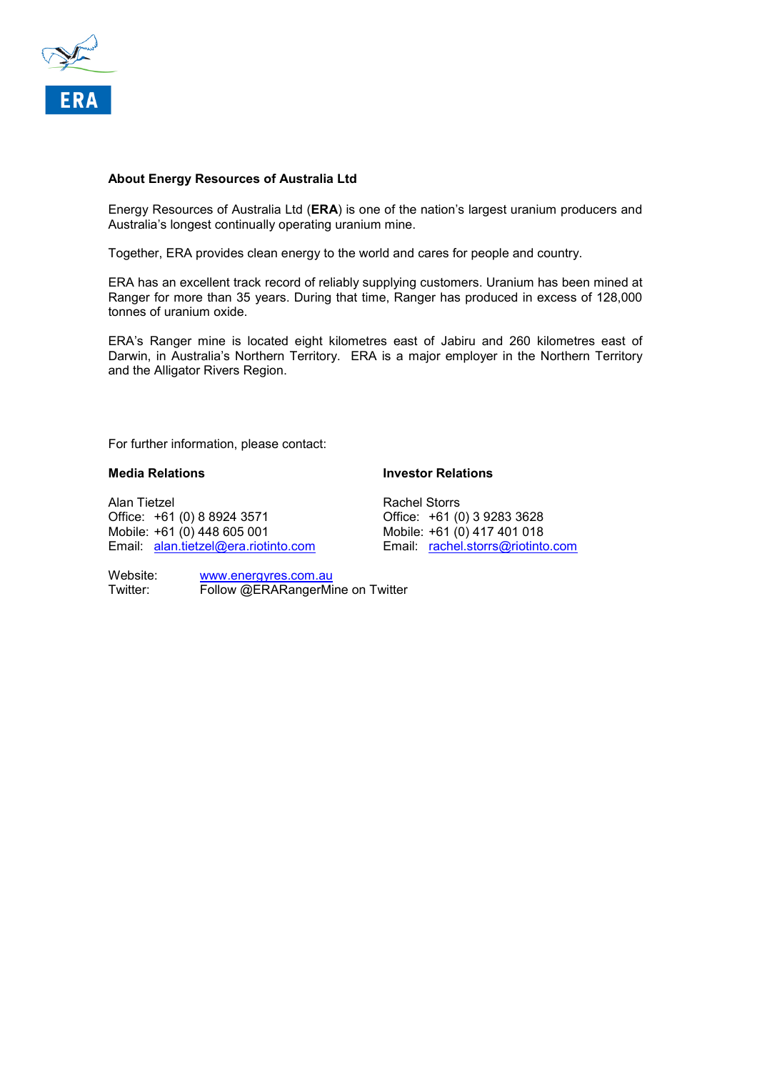### About Energy Resources of Australia Ltd

Energy Resources of Australia Ltd (**ERA**) is one of the nation's largest uranium producers and Australia's longest continually operating uranium mine.

Together, ERA provides clean energy to the world and cares for people and country.

ERA has an excellent track record of reliably supplying customers. Uranium has been mined at Ranger for more than 35 years. During that time, Ranger has produced in excess of 128,000 tonnes of uranium oxide.

ERA's Ranger mine is located eight kilometres east of Jabiru and 260 kilometres east of Darwin, in Australia's Northern Territory. ERA is a major employer in the Northern Territory and the Alligator Rivers Region.

For further information, please contact:

**Media Relations**

Alan Tietzel
Office: +61 (0) 8 8924 3571
Mobile: +61 (0) 448 605 001
Email: alan.tietzel@era.riotinto.com

**Investor Relations**

Rachel Storrs
Office: +61 (0) 3 9283 3628
Mobile: +61 (0) 417 401 018
Email: rachel.storrs@riotinto.com

Website: www.energyres.com.au
Twitter: Follow @ERARangerMine on Twitter